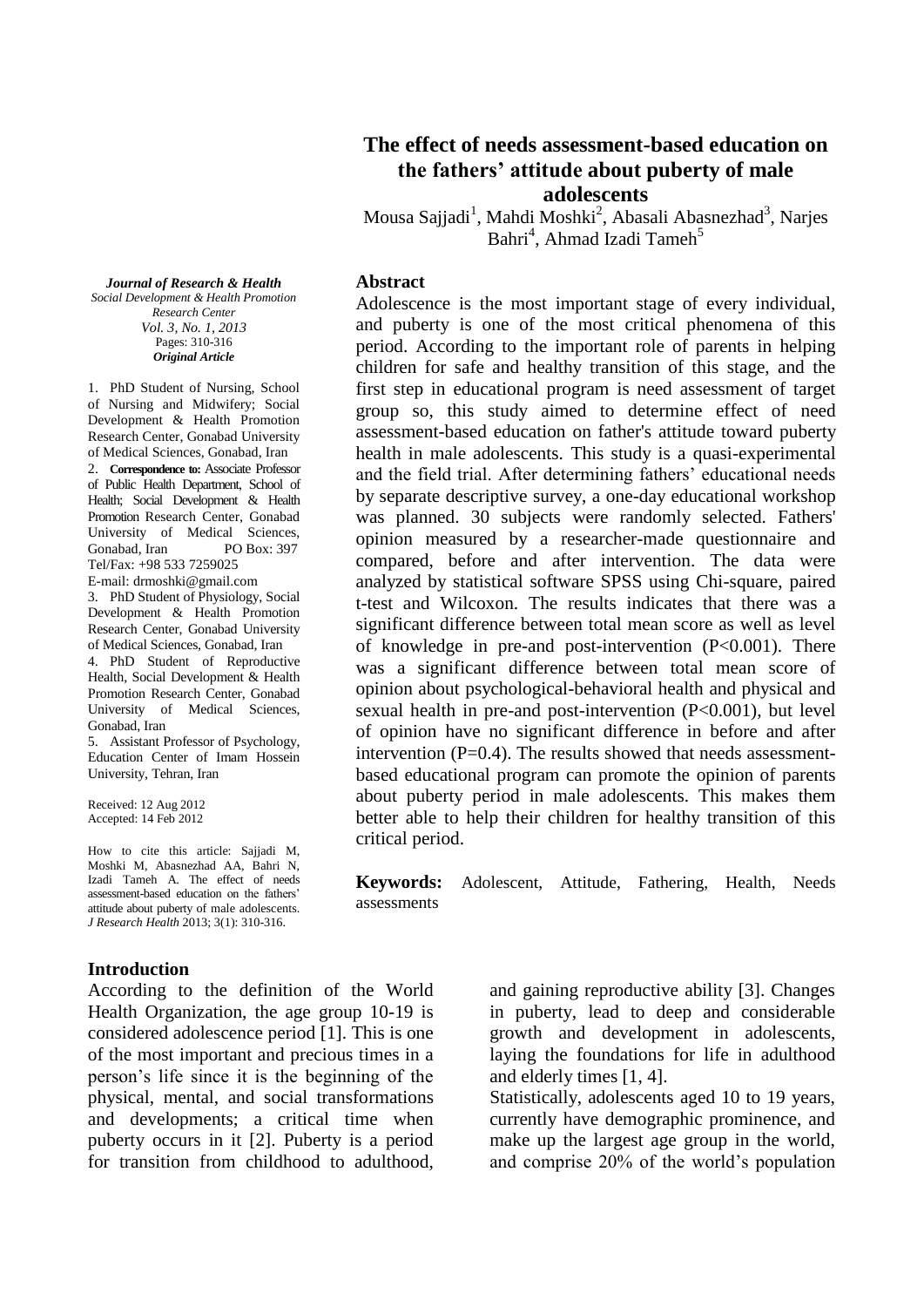# The effect of needs assessment-based education on the fathers' attitude about puberty of male adolescents

Mousa Sajjadi[1], Mahdi Moshki[2], Abasali Abasnezhad[3], Narjes Bahri[4], Ahmad Izadi Tameh[5]

*Journal of Research & Health*
*Social Development & Health Promotion Research Center*
*Vol. 3, No. 1, 2013*
Pages: 310-316
***Original Article***

1. PhD Student of Nursing, School of Nursing and Midwifery; Social Development & Health Promotion Research Center, Gonabad University of Medical Sciences, Gonabad, Iran
2. **Correspondence to:** Associate Professor of Public Health Department, School of Health; Social Development & Health Promotion Research Center, Gonabad University of Medical Sciences, Gonabad, Iran PO Box: 397 Tel/Fax: +98 533 7259025 E-mail: drmoshki@gmail.com
3. PhD Student of Physiology, Social Development & Health Promotion Research Center, Gonabad University of Medical Sciences, Gonabad, Iran
4. PhD Student of Reproductive Health, Social Development & Health Promotion Research Center, Gonabad University of Medical Sciences, Gonabad, Iran
5. Assistant Professor of Psychology, Education Center of Imam Hossein University, Tehran, Iran

Received: 12 Aug 2012
Accepted: 14 Feb 2012

How to cite this article: Sajjadi M, Moshki M, Abasnezhad AA, Bahri N, Izadi Tameh A. The effect of needs assessment-based education on the fathers' attitude about puberty of male adolescents. *J Research Health* 2013; 3(1): 310-316.

## Abstract

Adolescence is the most important stage of every individual, and puberty is one of the most critical phenomena of this period. According to the important role of parents in helping children for safe and healthy transition of this stage, and the first step in educational program is need assessment of target group so, this study aimed to determine effect of need assessment-based education on father's attitude toward puberty health in male adolescents. This study is a quasi-experimental and the field trial. After determining fathers' educational needs by separate descriptive survey, a one-day educational workshop was planned. 30 subjects were randomly selected. Fathers' opinion measured by a researcher-made questionnaire and compared, before and after intervention. The data were analyzed by statistical software SPSS using Chi-square, paired t-test and Wilcoxon. The results indicates that there was a significant difference between total mean score as well as level of knowledge in pre-and post-intervention ($P<0.001$). There was a significant difference between total mean score of opinion about psychological-behavioral health and physical and sexual health in pre-and post-intervention ($P<0.001$), but level of opinion have no significant difference in before and after intervention ($P=0.4$). The results showed that needs assessment-based educational program can promote the opinion of parents about puberty period in male adolescents. This makes them better able to help their children for healthy transition of this critical period.

**Keywords:** Adolescent, Attitude, Fathering, Health, Needs assessments

## Introduction

According to the definition of the World Health Organization, the age group 10-19 is considered adolescence period [1]. This is one of the most important and precious times in a person's life since it is the beginning of the physical, mental, and social transformations and developments; a critical time when puberty occurs in it [2]. Puberty is a period for transition from childhood to adulthood, and gaining reproductive ability [3]. Changes in puberty, lead to deep and considerable growth and development in adolescents, laying the foundations for life in adulthood and elderly times [1, 4].

Statistically, adolescents aged 10 to 19 years, currently have demographic prominence, and make up the largest age group in the world, and comprise 20% of the world's population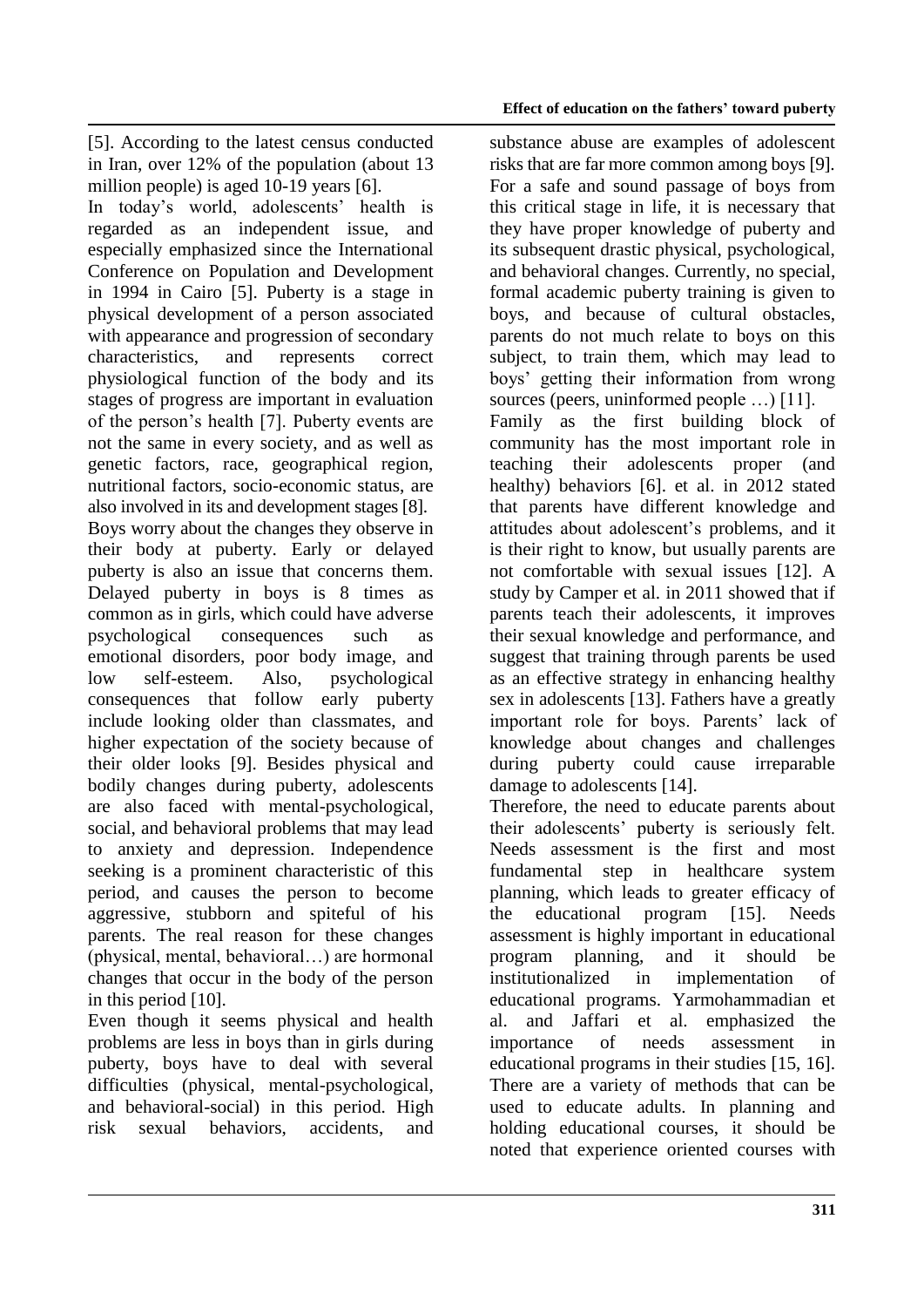[5]. According to the latest census conducted in Iran, over 12% of the population (about 13 million people) is aged 10-19 years [6].

In today's world, adolescents' health is regarded as an independent issue, and especially emphasized since the International Conference on Population and Development in 1994 in Cairo [5]. Puberty is a stage in physical development of a person associated with appearance and progression of secondary characteristics, and represents correct physiological function of the body and its stages of progress are important in evaluation of the person's health [7]. Puberty events are not the same in every society, and as well as genetic factors, race, geographical region, nutritional factors, socio-economic status, are also involved in its and development stages [8].

Boys worry about the changes they observe in their body at puberty. Early or delayed puberty is also an issue that concerns them. Delayed puberty in boys is 8 times as common as in girls, which could have adverse psychological consequences such as emotional disorders, poor body image, and low self-esteem. Also, psychological consequences that follow early puberty include looking older than classmates, and higher expectation of the society because of their older looks [9]. Besides physical and bodily changes during puberty, adolescents are also faced with mental-psychological, social, and behavioral problems that may lead to anxiety and depression. Independence seeking is a prominent characteristic of this period, and causes the person to become aggressive, stubborn and spiteful of his parents. The real reason for these changes (physical, mental, behavioral…) are hormonal changes that occur in the body of the person in this period [10].

Even though it seems physical and health problems are less in boys than in girls during puberty, boys have to deal with several difficulties (physical, mental-psychological, and behavioral-social) in this period. High risk sexual behaviors, accidents, and substance abuse are examples of adolescent risks that are far more common among boys [9]. For a safe and sound passage of boys from this critical stage in life, it is necessary that they have proper knowledge of puberty and its subsequent drastic physical, psychological, and behavioral changes. Currently, no special, formal academic puberty training is given to boys, and because of cultural obstacles, parents do not much relate to boys on this subject, to train them, which may lead to boys' getting their information from wrong sources (peers, uninformed people …) [11].

Family as the first building block of community has the most important role in teaching their adolescents proper (and healthy) behaviors [6]. et al. in 2012 stated that parents have different knowledge and attitudes about adolescent's problems, and it is their right to know, but usually parents are not comfortable with sexual issues [12]. A study by Camper et al. in 2011 showed that if parents teach their adolescents, it improves their sexual knowledge and performance, and suggest that training through parents be used as an effective strategy in enhancing healthy sex in adolescents [13]. Fathers have a greatly important role for boys. Parents' lack of knowledge about changes and challenges during puberty could cause irreparable damage to adolescents [14].

Therefore, the need to educate parents about their adolescents' puberty is seriously felt. Needs assessment is the first and most fundamental step in healthcare system planning, which leads to greater efficacy of the educational program [15]. Needs assessment is highly important in educational program planning, and it should be institutionalized in implementation of educational programs. Yarmohammadian et al. and Jaffari et al. emphasized the importance of needs assessment in educational programs in their studies [15, 16]. There are a variety of methods that can be used to educate adults. In planning and holding educational courses, it should be noted that experience oriented courses with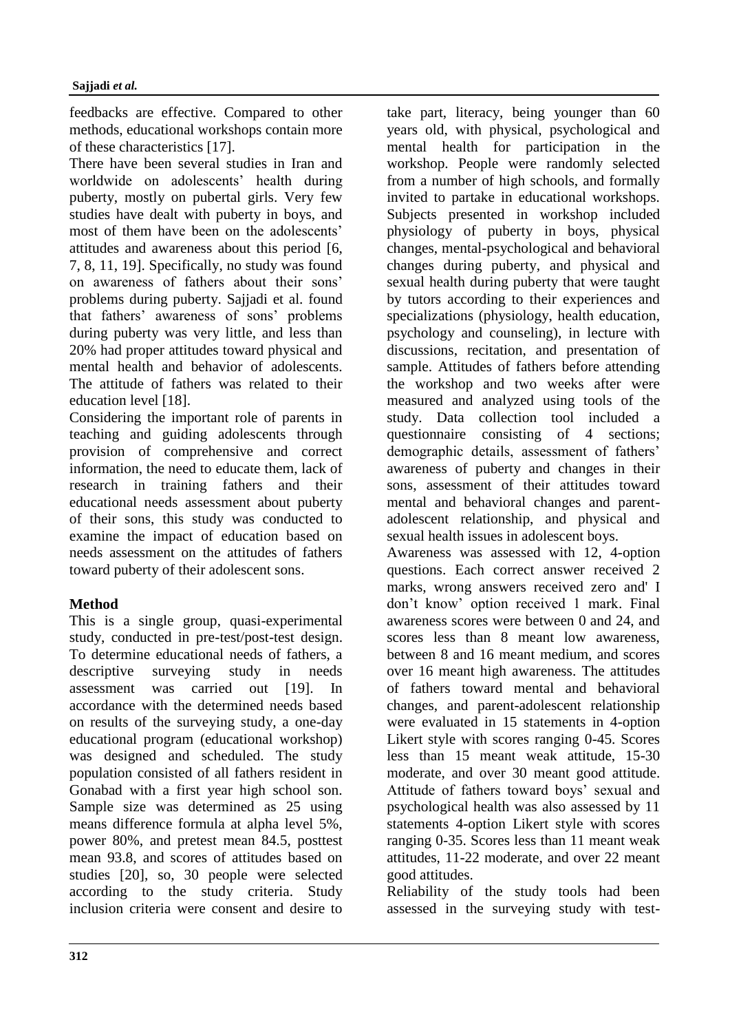feedbacks are effective. Compared to other methods, educational workshops contain more of these characteristics [17].

There have been several studies in Iran and worldwide on adolescents' health during puberty, mostly on pubertal girls. Very few studies have dealt with puberty in boys, and most of them have been on the adolescents' attitudes and awareness about this period [6, 7, 8, 11, 19]. Specifically, no study was found on awareness of fathers about their sons' problems during puberty. Sajjadi et al. found that fathers' awareness of sons' problems during puberty was very little, and less than 20% had proper attitudes toward physical and mental health and behavior of adolescents. The attitude of fathers was related to their education level [18].

Considering the important role of parents in teaching and guiding adolescents through provision of comprehensive and correct information, the need to educate them, lack of research in training fathers and their educational needs assessment about puberty of their sons, this study was conducted to examine the impact of education based on needs assessment on the attitudes of fathers toward puberty of their adolescent sons.

## Method

This is a single group, quasi-experimental study, conducted in pre-test/post-test design. To determine educational needs of fathers, a descriptive surveying study in needs assessment was carried out [19]. In accordance with the determined needs based on results of the surveying study, a one-day educational program (educational workshop) was designed and scheduled. The study population consisted of all fathers resident in Gonabad with a first year high school son. Sample size was determined as 25 using means difference formula at alpha level 5%, power 80%, and pretest mean 84.5, posttest mean 93.8, and scores of attitudes based on studies [20], so, 30 people were selected according to the study criteria. Study inclusion criteria were consent and desire to take part, literacy, being younger than 60 years old, with physical, psychological and mental health for participation in the workshop. People were randomly selected from a number of high schools, and formally invited to partake in educational workshops. Subjects presented in workshop included physiology of puberty in boys, physical changes, mental-psychological and behavioral changes during puberty, and physical and sexual health during puberty that were taught by tutors according to their experiences and specializations (physiology, health education, psychology and counseling), in lecture with discussions, recitation, and presentation of sample. Attitudes of fathers before attending the workshop and two weeks after were measured and analyzed using tools of the study. Data collection tool included a questionnaire consisting of 4 sections; demographic details, assessment of fathers' awareness of puberty and changes in their sons, assessment of their attitudes toward mental and behavioral changes and parent-adolescent relationship, and physical and sexual health issues in adolescent boys.

Awareness was assessed with 12, 4-option questions. Each correct answer received 2 marks, wrong answers received zero and' I don't know' option received 1 mark. Final awareness scores were between 0 and 24, and scores less than 8 meant low awareness, between 8 and 16 meant medium, and scores over 16 meant high awareness. The attitudes of fathers toward mental and behavioral changes, and parent-adolescent relationship were evaluated in 15 statements in 4-option Likert style with scores ranging 0-45. Scores less than 15 meant weak attitude, 15-30 moderate, and over 30 meant good attitude. Attitude of fathers toward boys' sexual and psychological health was also assessed by 11 statements 4-option Likert style with scores ranging 0-35. Scores less than 11 meant weak attitudes, 11-22 moderate, and over 22 meant good attitudes.

Reliability of the study tools had been assessed in the surveying study with test-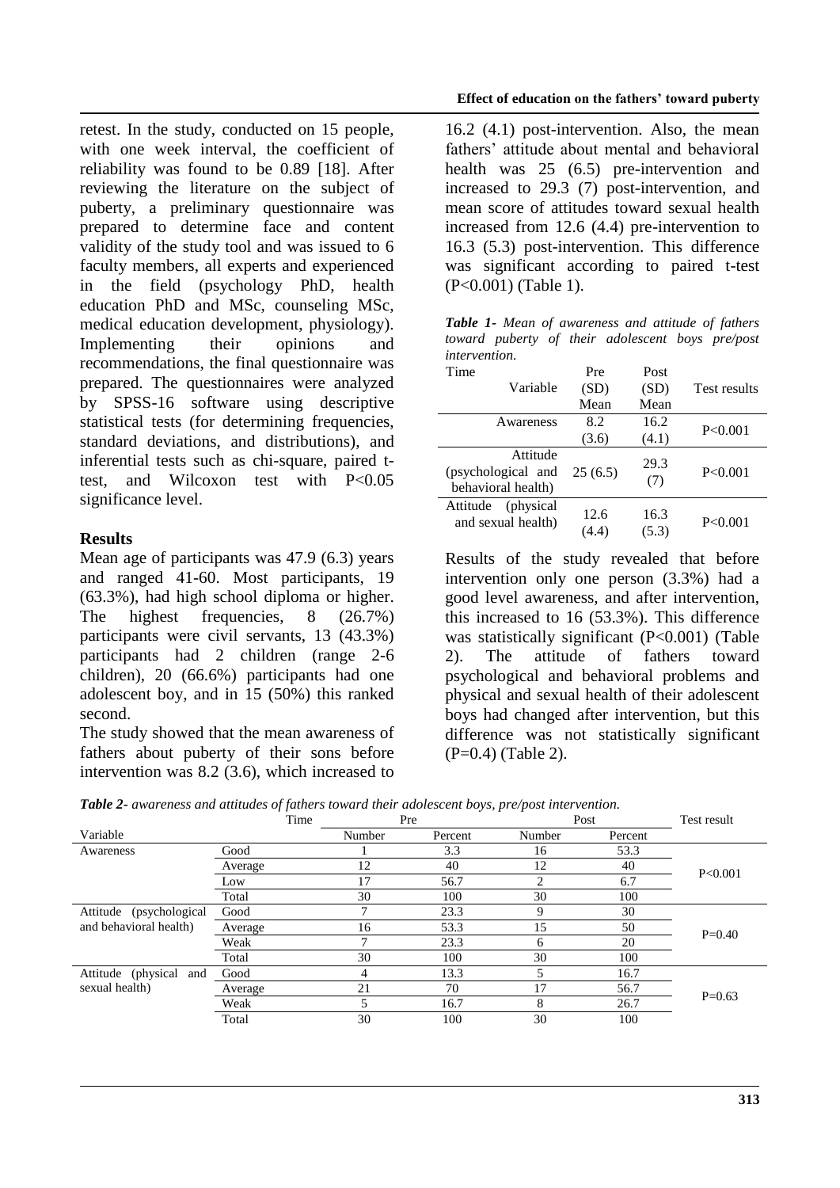retest. In the study, conducted on 15 people, with one week interval, the coefficient of reliability was found to be 0.89 [18]. After reviewing the literature on the subject of puberty, a preliminary questionnaire was prepared to determine face and content validity of the study tool and was issued to 6 faculty members, all experts and experienced in the field (psychology PhD, health education PhD and MSc, counseling MSc, medical education development, physiology). Implementing their opinions and recommendations, the final questionnaire was prepared. The questionnaires were analyzed by SPSS-16 software using descriptive statistical tests (for determining frequencies, standard deviations, and distributions), and inferential tests such as chi-square, paired t-test, and Wilcoxon test with P<0.05 significance level.

## Results

Mean age of participants was 47.9 (6.3) years and ranged 41-60. Most participants, 19 (63.3%), had high school diploma or higher. The highest frequencies, 8 (26.7%) participants were civil servants, 13 (43.3%) participants had 2 children (range 2-6 children), 20 (66.6%) participants had one adolescent boy, and in 15 (50%) this ranked second.

The study showed that the mean awareness of fathers about puberty of their sons before intervention was 8.2 (3.6), which increased to 16.2 (4.1) post-intervention. Also, the mean fathers' attitude about mental and behavioral health was 25 (6.5) pre-intervention and increased to 29.3 (7) post-intervention, and mean score of attitudes toward sexual health increased from 12.6 (4.4) pre-intervention to 16.3 (5.3) post-intervention. This difference was significant according to paired t-test (P<0.001) (Table 1).

***Table 1-** Mean of awareness and attitude of fathers toward puberty of their adolescent boys pre/post intervention.*

| Time / Variable | Pre (SD) Mean | Post (SD) Mean | Test results |
|---|---|---|---|
| Awareness | 8.2 (3.6) | 16.2 (4.1) | P<0.001 |
| Attitude (psychological and behavioral health) | 25 (6.5) | 29.3 (7) | P<0.001 |
| Attitude (physical and sexual health) | 12.6 (4.4) | 16.3 (5.3) | P<0.001 |

Results of the study revealed that before intervention only one person (3.3%) had a good level awareness, and after intervention, this increased to 16 (53.3%). This difference was statistically significant (P<0.001) (Table 2). The attitude of fathers toward psychological and behavioral problems and physical and sexual health of their adolescent boys had changed after intervention, but this difference was not statistically significant (P=0.4) (Table 2).

***Table 2-** awareness and attitudes of fathers toward their adolescent boys, pre/post intervention.*

| Variable | Time | Pre | | Post | | Test result |
|---|---|---|---|---|---|---|
| | | Number | Percent | Number | Percent | |
| Awareness | Good | 1 | 3.3 | 16 | 53.3 | P<0.001 |
| | Average | 12 | 40 | 12 | 40 | |
| | Low | 17 | 56.7 | 2 | 6.7 | |
| | Total | 30 | 100 | 30 | 100 | |
| Attitude (psychological and behavioral health) | Good | 7 | 23.3 | 9 | 30 | P=0.40 |
| | Average | 16 | 53.3 | 15 | 50 | |
| | Weak | 7 | 23.3 | 6 | 20 | |
| | Total | 30 | 100 | 30 | 100 | |
| Attitude (physical and sexual health) | Good | 4 | 13.3 | 5 | 16.7 | P=0.63 |
| | Average | 21 | 70 | 17 | 56.7 | |
| | Weak | 5 | 16.7 | 8 | 26.7 | |
| | Total | 30 | 100 | 30 | 100 | |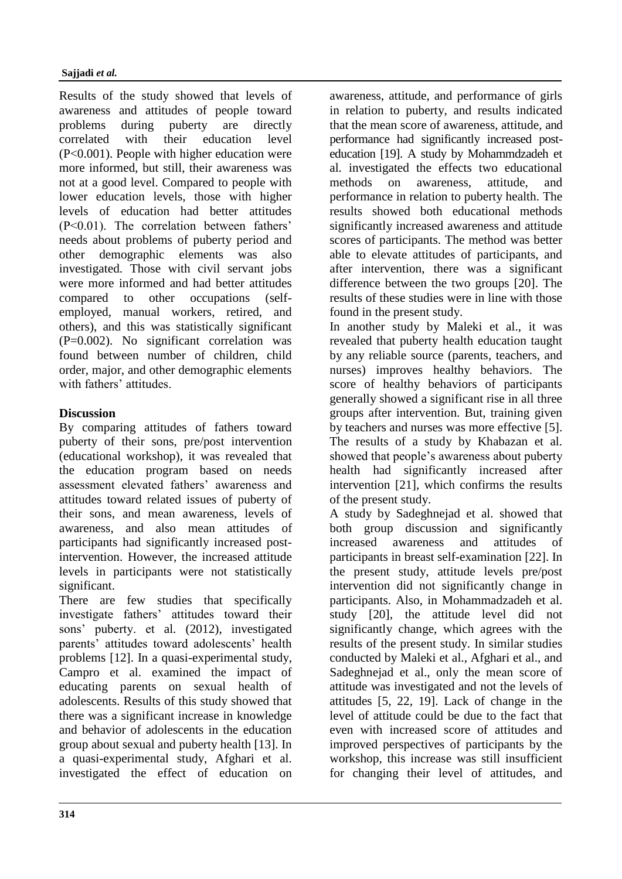Results of the study showed that levels of awareness and attitudes of people toward problems during puberty are directly correlated with their education level (P<0.001). People with higher education were more informed, but still, their awareness was not at a good level. Compared to people with lower education levels, those with higher levels of education had better attitudes (P<0.01). The correlation between fathers' needs about problems of puberty period and other demographic elements was also investigated. Those with civil servant jobs were more informed and had better attitudes compared to other occupations (self-employed, manual workers, retired, and others), and this was statistically significant (P=0.002). No significant correlation was found between number of children, child order, major, and other demographic elements with fathers' attitudes.

## Discussion

By comparing attitudes of fathers toward puberty of their sons, pre/post intervention (educational workshop), it was revealed that the education program based on needs assessment elevated fathers' awareness and attitudes toward related issues of puberty of their sons, and mean awareness, levels of awareness, and also mean attitudes of participants had significantly increased post-intervention. However, the increased attitude levels in participants were not statistically significant.

There are few studies that specifically investigate fathers' attitudes toward their sons' puberty. et al. (2012), investigated parents' attitudes toward adolescents' health problems [12]. In a quasi-experimental study, Campro et al. examined the impact of educating parents on sexual health of adolescents. Results of this study showed that there was a significant increase in knowledge and behavior of adolescents in the education group about sexual and puberty health [13]. In a quasi-experimental study, Afghari et al. investigated the effect of education on awareness, attitude, and performance of girls in relation to puberty, and results indicated that the mean score of awareness, attitude, and performance had significantly increased post-education [19]. A study by Mohammdzadeh et al. investigated the effects two educational methods on awareness, attitude, and performance in relation to puberty health. The results showed both educational methods significantly increased awareness and attitude scores of participants. The method was better able to elevate attitudes of participants, and after intervention, there was a significant difference between the two groups [20]. The results of these studies were in line with those found in the present study.

In another study by Maleki et al., it was revealed that puberty health education taught by any reliable source (parents, teachers, and nurses) improves healthy behaviors. The score of healthy behaviors of participants generally showed a significant rise in all three groups after intervention. But, training given by teachers and nurses was more effective [5]. The results of a study by Khabazan et al. showed that people's awareness about puberty health had significantly increased after intervention [21], which confirms the results of the present study.

A study by Sadeghnejad et al. showed that both group discussion and significantly increased awareness and attitudes of participants in breast self-examination [22]. In the present study, attitude levels pre/post intervention did not significantly change in participants. Also, in Mohammadzadeh et al. study [20], the attitude level did not significantly change, which agrees with the results of the present study. In similar studies conducted by Maleki et al., Afghari et al., and Sadeghnejad et al., only the mean score of attitude was investigated and not the levels of attitudes [5, 22, 19]. Lack of change in the level of attitude could be due to the fact that even with increased score of attitudes and improved perspectives of participants by the workshop, this increase was still insufficient for changing their level of attitudes, and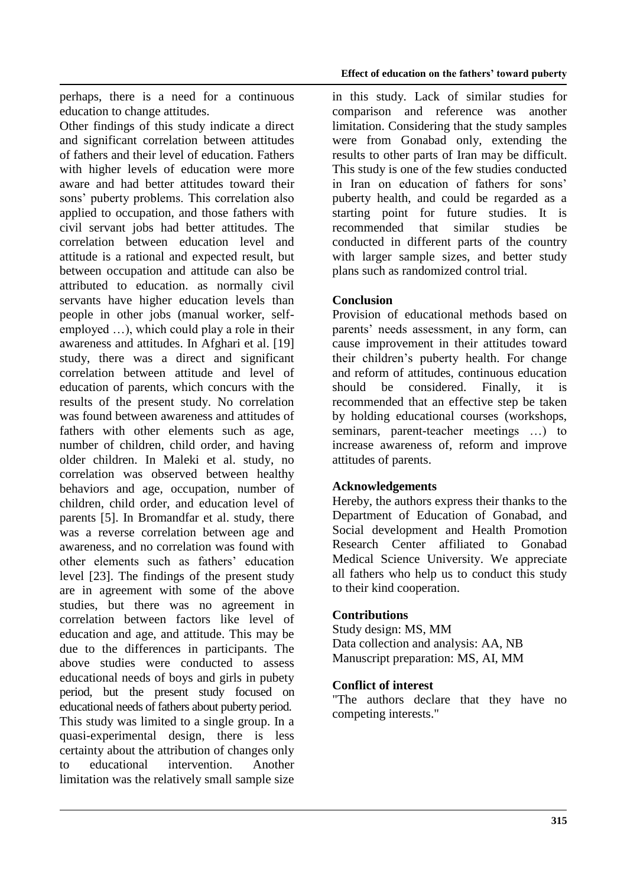perhaps, there is a need for a continuous education to change attitudes.

Other findings of this study indicate a direct and significant correlation between attitudes of fathers and their level of education. Fathers with higher levels of education were more aware and had better attitudes toward their sons' puberty problems. This correlation also applied to occupation, and those fathers with civil servant jobs had better attitudes. The correlation between education level and attitude is a rational and expected result, but between occupation and attitude can also be attributed to education. as normally civil servants have higher education levels than people in other jobs (manual worker, self-employed …), which could play a role in their awareness and attitudes. In Afghari et al. [19] study, there was a direct and significant correlation between attitude and level of education of parents, which concurs with the results of the present study. No correlation was found between awareness and attitudes of fathers with other elements such as age, number of children, child order, and having older children. In Maleki et al. study, no correlation was observed between healthy behaviors and age, occupation, number of children, child order, and education level of parents [5]. In Bromandfar et al. study, there was a reverse correlation between age and awareness, and no correlation was found with other elements such as fathers' education level [23]. The findings of the present study are in agreement with some of the above studies, but there was no agreement in correlation between factors like level of education and age, and attitude. This may be due to the differences in participants. The above studies were conducted to assess educational needs of boys and girls in pubety period, but the present study focused on educational needs of fathers about puberty period.

This study was limited to a single group. In a quasi-experimental design, there is less certainty about the attribution of changes only to educational intervention. Another limitation was the relatively small sample size in this study. Lack of similar studies for comparison and reference was another limitation. Considering that the study samples were from Gonabad only, extending the results to other parts of Iran may be difficult. This study is one of the few studies conducted in Iran on education of fathers for sons' puberty health, and could be regarded as a starting point for future studies. It is recommended that similar studies be conducted in different parts of the country with larger sample sizes, and better study plans such as randomized control trial.

## Conclusion

Provision of educational methods based on parents' needs assessment, in any form, can cause improvement in their attitudes toward their children's puberty health. For change and reform of attitudes, continuous education should be considered. Finally, it is recommended that an effective step be taken by holding educational courses (workshops, seminars, parent-teacher meetings …) to increase awareness of, reform and improve attitudes of parents.

## Acknowledgements

Hereby, the authors express their thanks to the Department of Education of Gonabad, and Social development and Health Promotion Research Center affiliated to Gonabad Medical Science University. We appreciate all fathers who help us to conduct this study to their kind cooperation.

## Contributions

Study design: MS, MM
Data collection and analysis: AA, NB
Manuscript preparation: MS, AI, MM

## Conflict of interest

"The authors declare that they have no competing interests."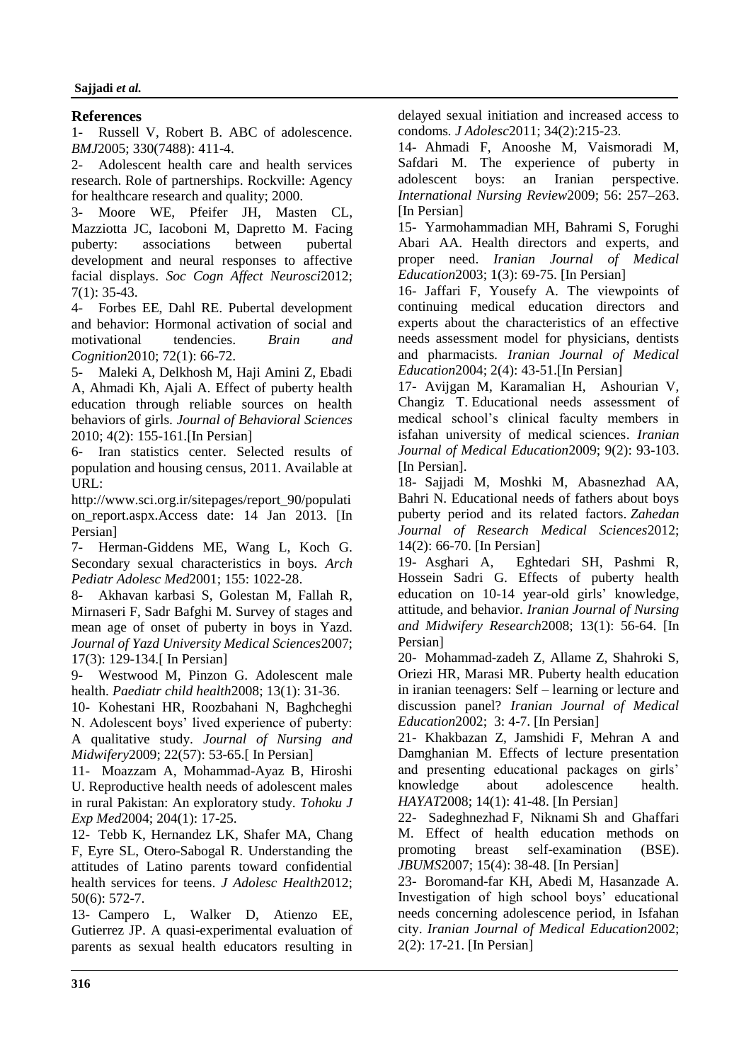## References

1- Russell V, Robert B. ABC of adolescence. *BMJ*2005; 330(7488): 411-4.

2- Adolescent health care and health services research. Role of partnerships. Rockville: Agency for healthcare research and quality; 2000.

3- Moore WE, Pfeifer JH, Masten CL, Mazziotta JC, Iacoboni M, Dapretto M. Facing puberty: associations between pubertal development and neural responses to affective facial displays. *Soc Cogn Affect Neurosci*2012; 7(1): 35-43.

4- Forbes EE, Dahl RE. Pubertal development and behavior: Hormonal activation of social and motivational tendencies. *Brain and Cognition*2010; 72(1): 66-72.

5- Maleki A, Delkhosh M, Haji Amini Z, Ebadi A, Ahmadi Kh, Ajali A. Effect of puberty health education through reliable sources on health behaviors of girls. *Journal of Behavioral Sciences* 2010; 4(2): 155-161.[In Persian]

6- Iran statistics center. Selected results of population and housing census, 2011. Available at URL: http://www.sci.org.ir/sitepages/report_90/population_report.aspx.Access date: 14 Jan 2013. [In Persian]

7- Herman-Giddens ME, Wang L, Koch G. Secondary sexual characteristics in boys. *Arch Pediatr Adolesc Med*2001; 155: 1022-28.

8- Akhavan karbasi S, Golestan M, Fallah R, Mirnaseri F, Sadr Bafghi M. Survey of stages and mean age of onset of puberty in boys in Yazd. *Journal of Yazd University Medical Sciences*2007; 17(3): 129-134.[ In Persian]

9- Westwood M, Pinzon G. Adolescent male health. *Paediatr child health*2008; 13(1): 31-36.

10- Kohestani HR, Roozbahani N, Baghcheghi N. Adolescent boys' lived experience of puberty: A qualitative study. *Journal of Nursing and Midwifery*2009; 22(57): 53-65.[ In Persian]

11- Moazzam A, Mohammad-Ayaz B, Hiroshi U. Reproductive health needs of adolescent males in rural Pakistan: An exploratory study. *Tohoku J Exp Med*2004; 204(1): 17-25.

12- Tebb K, Hernandez LK, Shafer MA, Chang F, Eyre SL, Otero-Sabogal R. Understanding the attitudes of Latino parents toward confidential health services for teens. *J Adolesc Health*2012; 50(6): 572-7.

13- Campero L, Walker D, Atienzo EE, Gutierrez JP. A quasi-experimental evaluation of parents as sexual health educators resulting in delayed sexual initiation and increased access to condoms. *J Adolesc*2011; 34(2):215-23.

14- Ahmadi F, Anooshe M, Vaismoradi M, Safdari M. The experience of puberty in adolescent boys: an Iranian perspective. *International Nursing Review*2009; 56: 257–263. [In Persian]

15- Yarmohammadian MH, Bahrami S, Forughi Abari AA. Health directors and experts, and proper need. *Iranian Journal of Medical Education*2003; 1(3): 69-75. [In Persian]

16- Jaffari F, Yousefy A. The viewpoints of continuing medical education directors and experts about the characteristics of an effective needs assessment model for physicians, dentists and pharmacists. *Iranian Journal of Medical Education*2004; 2(4): 43-51.[In Persian]

17- Avijgan M, Karamalian H, Ashourian V, Changiz T. Educational needs assessment of medical school's clinical faculty members in isfahan university of medical sciences. *Iranian Journal of Medical Education*2009; 9(2): 93-103. [In Persian].

18- Sajjadi M, Moshki M, Abasnezhad AA, Bahri N. Educational needs of fathers about boys puberty period and its related factors. *Zahedan Journal of Research Medical Sciences*2012; 14(2): 66-70. [In Persian]

19- Asghari A, Eghtedari SH, Pashmi R, Hossein Sadri G. Effects of puberty health education on 10-14 year-old girls' knowledge, attitude, and behavior. *Iranian Journal of Nursing and Midwifery Research*2008; 13(1): 56-64. [In Persian]

20- Mohammad-zadeh Z, Allame Z, Shahroki S, Oriezi HR, Marasi MR. Puberty health education in iranian teenagers: Self – learning or lecture and discussion panel? *Iranian Journal of Medical Education*2002; 3: 4-7. [In Persian]

21- Khakbazan Z, Jamshidi F, Mehran A and Damghanian M. Effects of lecture presentation and presenting educational packages on girls' knowledge about adolescence health. *HAYAT*2008; 14(1): 41-48. [In Persian]

22- Sadeghnezhad F, Niknami Sh and Ghaffari M. Effect of health education methods on promoting breast self-examination (BSE). *JBUMS*2007; 15(4): 38-48. [In Persian]

23- Boromand-far KH, Abedi M, Hasanzade A. Investigation of high school boys' educational needs concerning adolescence period, in Isfahan city. *Iranian Journal of Medical Education*2002; 2(2): 17-21. [In Persian]